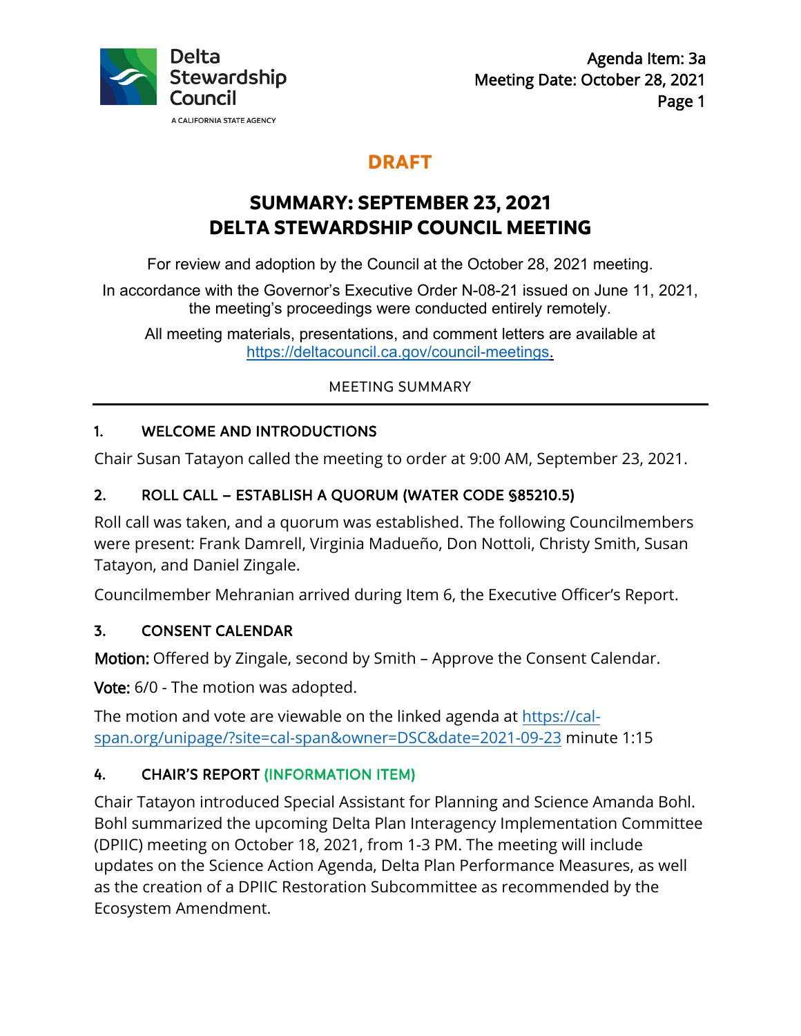Delta Stewardship Council
A CALIFORNIA STATE AGENCY

Agenda Item: 3a
Meeting Date: October 28, 2021

**DRAFT**

# SUMMARY: SEPTEMBER 23, 2021 DELTA STEWARDSHIP COUNCIL MEETING

For review and adoption by the Council at the October 28, 2021 meeting.

In accordance with the Governor's Executive Order N-08-21 issued on June 11, 2021, the meeting's proceedings were conducted entirely remotely.

All meeting materials, presentations, and comment letters are available at https://deltacouncil.ca.gov/council-meetings.

MEETING SUMMARY

---

## 1. WELCOME AND INTRODUCTIONS

Chair Susan Tatayon called the meeting to order at 9:00 AM, September 23, 2021.

## 2. ROLL CALL – ESTABLISH A QUORUM (WATER CODE §85210.5)

Roll call was taken, and a quorum was established. The following Councilmembers were present: Frank Damrell, Virginia Madueño, Don Nottoli, Christy Smith, Susan Tatayon, and Daniel Zingale.

Councilmember Mehranian arrived during Item 6, the Executive Officer's Report.

## 3. CONSENT CALENDAR

**Motion:** Offered by Zingale, second by Smith – Approve the Consent Calendar.

**Vote:** 6/0 - The motion was adopted.

The motion and vote are viewable on the linked agenda at https://cal-span.org/unipage/?site=cal-span&owner=DSC&date=2021-09-23 minute 1:15

## 4. CHAIR'S REPORT (INFORMATION ITEM)

Chair Tatayon introduced Special Assistant for Planning and Science Amanda Bohl. Bohl summarized the upcoming Delta Plan Interagency Implementation Committee (DPIIC) meeting on October 18, 2021, from 1-3 PM. The meeting will include updates on the Science Action Agenda, Delta Plan Performance Measures, as well as the creation of a DPIIC Restoration Subcommittee as recommended by the Ecosystem Amendment.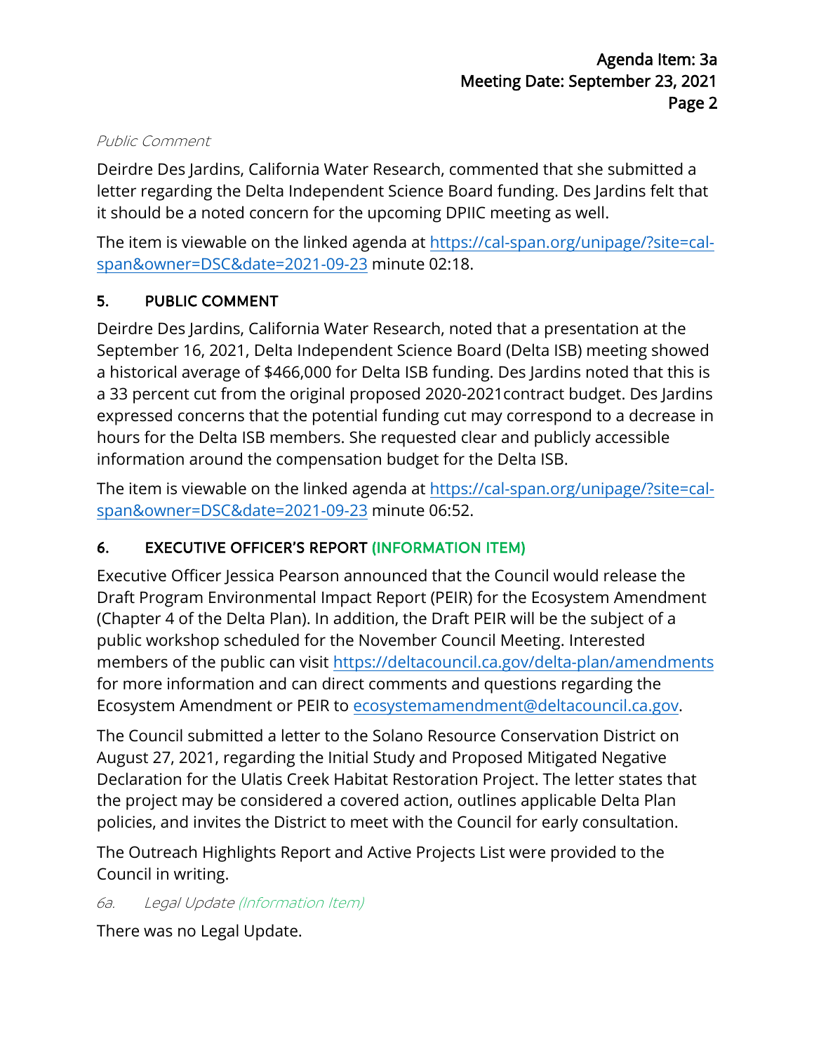*Public Comment*

Deirdre Des Jardins, California Water Research, commented that she submitted a letter regarding the Delta Independent Science Board funding. Des Jardins felt that it should be a noted concern for the upcoming DPIIC meeting as well.

The item is viewable on the linked agenda at [https://cal-span.org/unipage/?site=cal-span&owner=DSC&date=2021-09-23](https://cal-span.org/unipage/?site=cal-span&owner=DSC&date=2021-09-23) minute 02:18.

## 5. PUBLIC COMMENT

Deirdre Des Jardins, California Water Research, noted that a presentation at the September 16, 2021, Delta Independent Science Board (Delta ISB) meeting showed a historical average of $466,000 for Delta ISB funding. Des Jardins noted that this is a 33 percent cut from the original proposed 2020-2021contract budget. Des Jardins expressed concerns that the potential funding cut may correspond to a decrease in hours for the Delta ISB members. She requested clear and publicly accessible information around the compensation budget for the Delta ISB.

The item is viewable on the linked agenda at [https://cal-span.org/unipage/?site=cal-span&owner=DSC&date=2021-09-23](https://cal-span.org/unipage/?site=cal-span&owner=DSC&date=2021-09-23) minute 06:52.

## 6. EXECUTIVE OFFICER'S REPORT (INFORMATION ITEM)

Executive Officer Jessica Pearson announced that the Council would release the Draft Program Environmental Impact Report (PEIR) for the Ecosystem Amendment (Chapter 4 of the Delta Plan). In addition, the Draft PEIR will be the subject of a public workshop scheduled for the November Council Meeting. Interested members of the public can visit [https://deltacouncil.ca.gov/delta-plan/amendments](https://deltacouncil.ca.gov/delta-plan/amendments) for more information and can direct comments and questions regarding the Ecosystem Amendment or PEIR to [ecosystemamendment@deltacouncil.ca.gov](mailto:ecosystemamendment@deltacouncil.ca.gov).

The Council submitted a letter to the Solano Resource Conservation District on August 27, 2021, regarding the Initial Study and Proposed Mitigated Negative Declaration for the Ulatis Creek Habitat Restoration Project. The letter states that the project may be considered a covered action, outlines applicable Delta Plan policies, and invites the District to meet with the Council for early consultation.

The Outreach Highlights Report and Active Projects List were provided to the Council in writing.

*6a. Legal Update (Information Item)*

There was no Legal Update.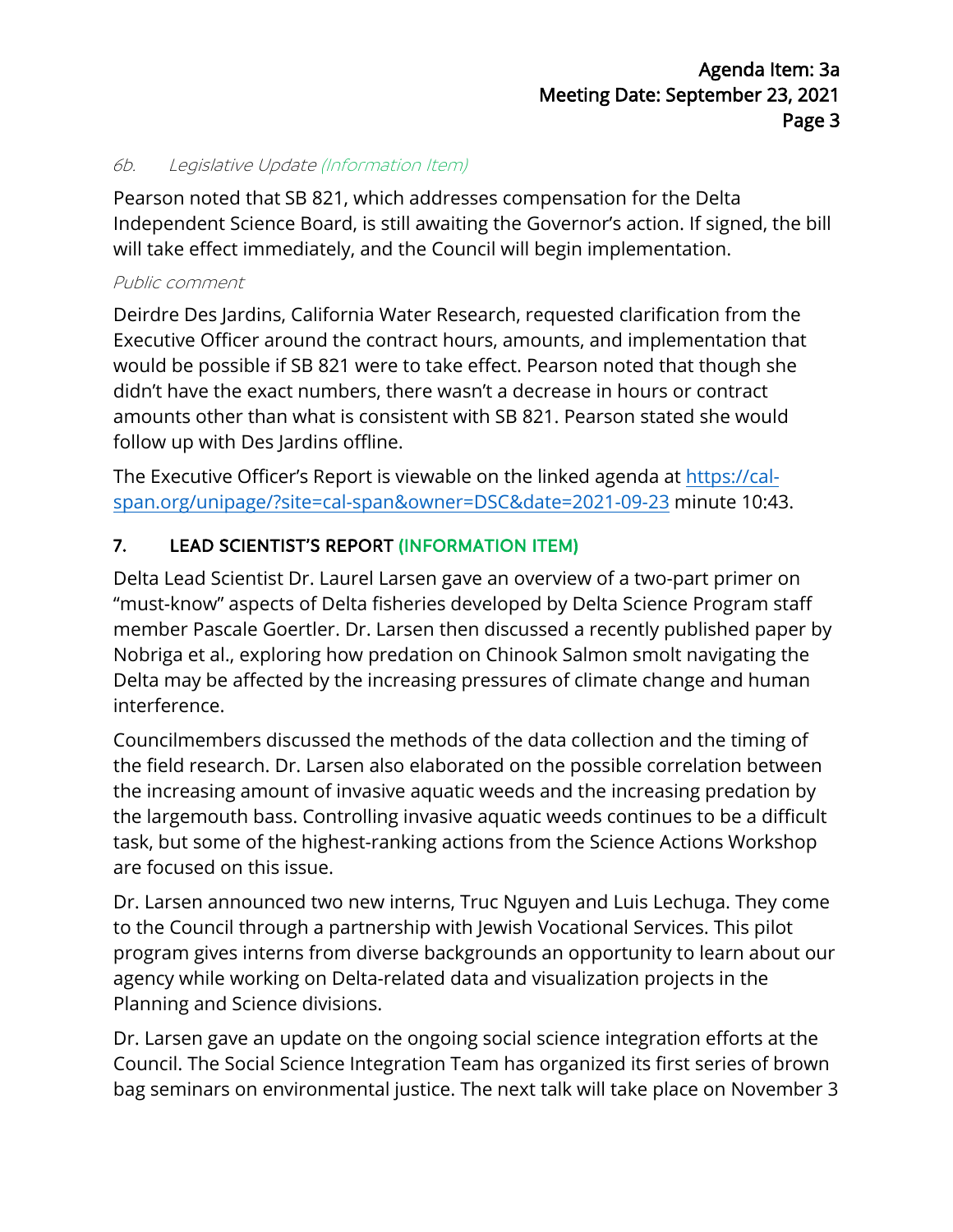*6b. Legislative Update (Information Item)*

Pearson noted that SB 821, which addresses compensation for the Delta Independent Science Board, is still awaiting the Governor's action. If signed, the bill will take effect immediately, and the Council will begin implementation.

*Public comment*

Deirdre Des Jardins, California Water Research, requested clarification from the Executive Officer around the contract hours, amounts, and implementation that would be possible if SB 821 were to take effect. Pearson noted that though she didn't have the exact numbers, there wasn't a decrease in hours or contract amounts other than what is consistent with SB 821. Pearson stated she would follow up with Des Jardins offline.

The Executive Officer's Report is viewable on the linked agenda at [https://cal-span.org/unipage/?site=cal-span&owner=DSC&date=2021-09-23](https://cal-span.org/unipage/?site=cal-span&owner=DSC&date=2021-09-23) minute 10:43.

## 7. LEAD SCIENTIST'S REPORT (INFORMATION ITEM)

Delta Lead Scientist Dr. Laurel Larsen gave an overview of a two-part primer on "must-know" aspects of Delta fisheries developed by Delta Science Program staff member Pascale Goertler. Dr. Larsen then discussed a recently published paper by Nobriga et al., exploring how predation on Chinook Salmon smolt navigating the Delta may be affected by the increasing pressures of climate change and human interference.

Councilmembers discussed the methods of the data collection and the timing of the field research. Dr. Larsen also elaborated on the possible correlation between the increasing amount of invasive aquatic weeds and the increasing predation by the largemouth bass. Controlling invasive aquatic weeds continues to be a difficult task, but some of the highest-ranking actions from the Science Actions Workshop are focused on this issue.

Dr. Larsen announced two new interns, Truc Nguyen and Luis Lechuga. They come to the Council through a partnership with Jewish Vocational Services. This pilot program gives interns from diverse backgrounds an opportunity to learn about our agency while working on Delta-related data and visualization projects in the Planning and Science divisions.

Dr. Larsen gave an update on the ongoing social science integration efforts at the Council. The Social Science Integration Team has organized its first series of brown bag seminars on environmental justice. The next talk will take place on November 3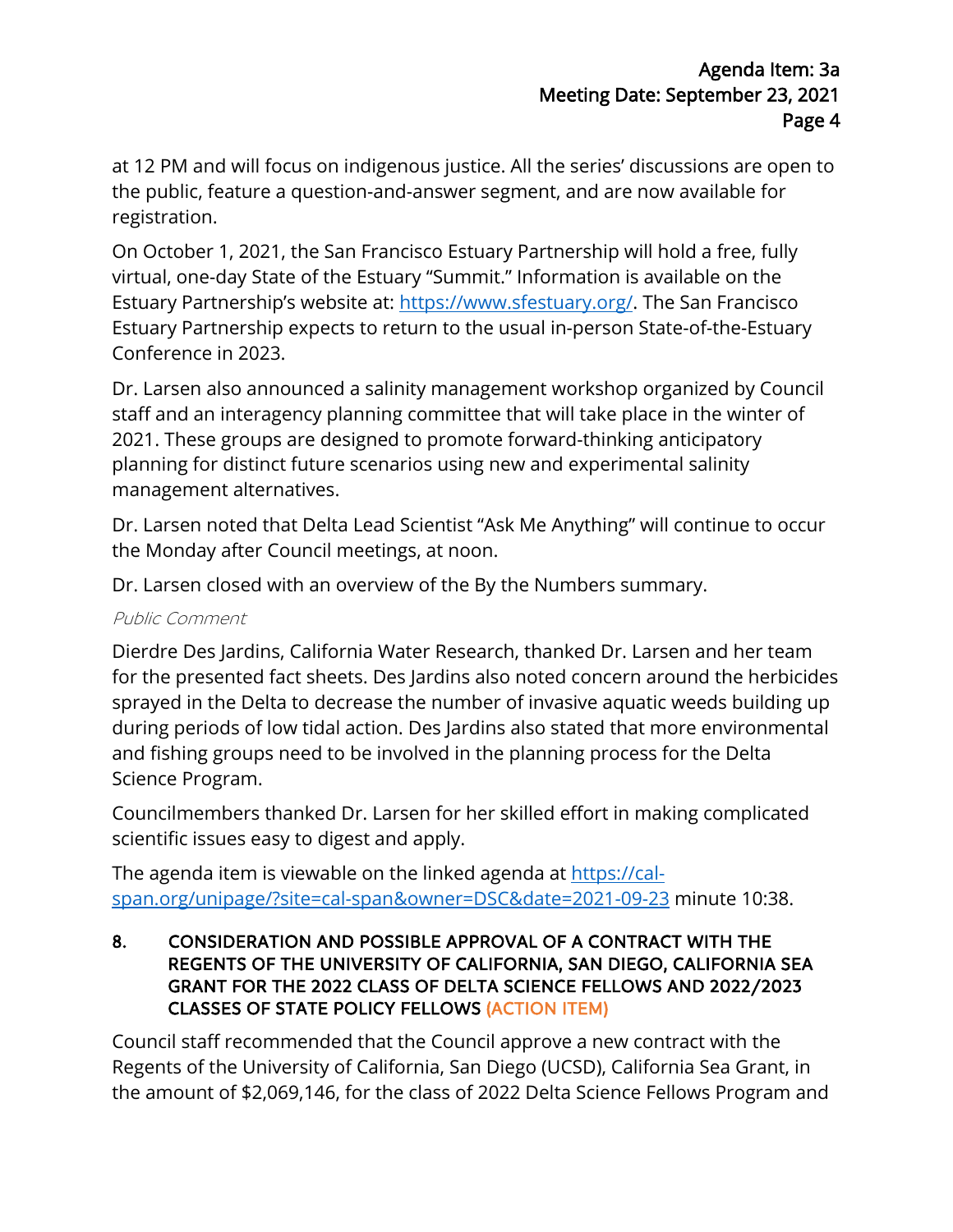at 12 PM and will focus on indigenous justice. All the series' discussions are open to the public, feature a question-and-answer segment, and are now available for registration.

On October 1, 2021, the San Francisco Estuary Partnership will hold a free, fully virtual, one-day State of the Estuary "Summit." Information is available on the Estuary Partnership's website at: [https://www.sfestuary.org/](https://www.sfestuary.org/). The San Francisco Estuary Partnership expects to return to the usual in-person State-of-the-Estuary Conference in 2023.

Dr. Larsen also announced a salinity management workshop organized by Council staff and an interagency planning committee that will take place in the winter of 2021. These groups are designed to promote forward-thinking anticipatory planning for distinct future scenarios using new and experimental salinity management alternatives.

Dr. Larsen noted that Delta Lead Scientist "Ask Me Anything" will continue to occur the Monday after Council meetings, at noon.

Dr. Larsen closed with an overview of the By the Numbers summary.

*Public Comment*

Dierdre Des Jardins, California Water Research, thanked Dr. Larsen and her team for the presented fact sheets. Des Jardins also noted concern around the herbicides sprayed in the Delta to decrease the number of invasive aquatic weeds building up during periods of low tidal action. Des Jardins also stated that more environmental and fishing groups need to be involved in the planning process for the Delta Science Program.

Councilmembers thanked Dr. Larsen for her skilled effort in making complicated scientific issues easy to digest and apply.

The agenda item is viewable on the linked agenda at [https://cal-span.org/unipage/?site=cal-span&owner=DSC&date=2021-09-23](https://cal-span.org/unipage/?site=cal-span&owner=DSC&date=2021-09-23) minute 10:38.

### 8. CONSIDERATION AND POSSIBLE APPROVAL OF A CONTRACT WITH THE REGENTS OF THE UNIVERSITY OF CALIFORNIA, SAN DIEGO, CALIFORNIA SEA GRANT FOR THE 2022 CLASS OF DELTA SCIENCE FELLOWS AND 2022/2023 CLASSES OF STATE POLICY FELLOWS (ACTION ITEM)

Council staff recommended that the Council approve a new contract with the Regents of the University of California, San Diego (UCSD), California Sea Grant, in the amount of $2,069,146, for the class of 2022 Delta Science Fellows Program and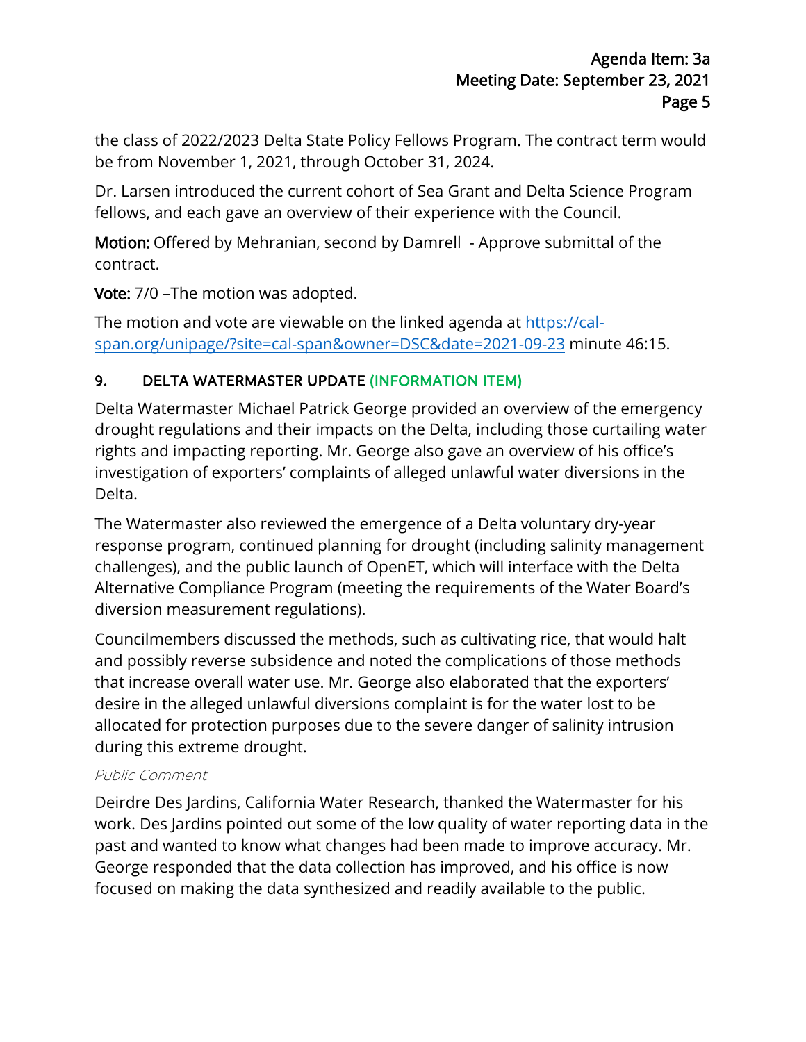the class of 2022/2023 Delta State Policy Fellows Program. The contract term would be from November 1, 2021, through October 31, 2024.

Dr. Larsen introduced the current cohort of Sea Grant and Delta Science Program fellows, and each gave an overview of their experience with the Council.

**Motion:** Offered by Mehranian, second by Damrell - Approve submittal of the contract.

**Vote:** 7/0 –The motion was adopted.

The motion and vote are viewable on the linked agenda at [https://cal-span.org/unipage/?site=cal-span&owner=DSC&date=2021-09-23](https://cal-span.org/unipage/?site=cal-span&owner=DSC&date=2021-09-23) minute 46:15.

## 9. DELTA WATERMASTER UPDATE (INFORMATION ITEM)

Delta Watermaster Michael Patrick George provided an overview of the emergency drought regulations and their impacts on the Delta, including those curtailing water rights and impacting reporting. Mr. George also gave an overview of his office's investigation of exporters' complaints of alleged unlawful water diversions in the Delta.

The Watermaster also reviewed the emergence of a Delta voluntary dry-year response program, continued planning for drought (including salinity management challenges), and the public launch of OpenET, which will interface with the Delta Alternative Compliance Program (meeting the requirements of the Water Board's diversion measurement regulations).

Councilmembers discussed the methods, such as cultivating rice, that would halt and possibly reverse subsidence and noted the complications of those methods that increase overall water use. Mr. George also elaborated that the exporters' desire in the alleged unlawful diversions complaint is for the water lost to be allocated for protection purposes due to the severe danger of salinity intrusion during this extreme drought.

*Public Comment*

Deirdre Des Jardins, California Water Research, thanked the Watermaster for his work. Des Jardins pointed out some of the low quality of water reporting data in the past and wanted to know what changes had been made to improve accuracy. Mr. George responded that the data collection has improved, and his office is now focused on making the data synthesized and readily available to the public.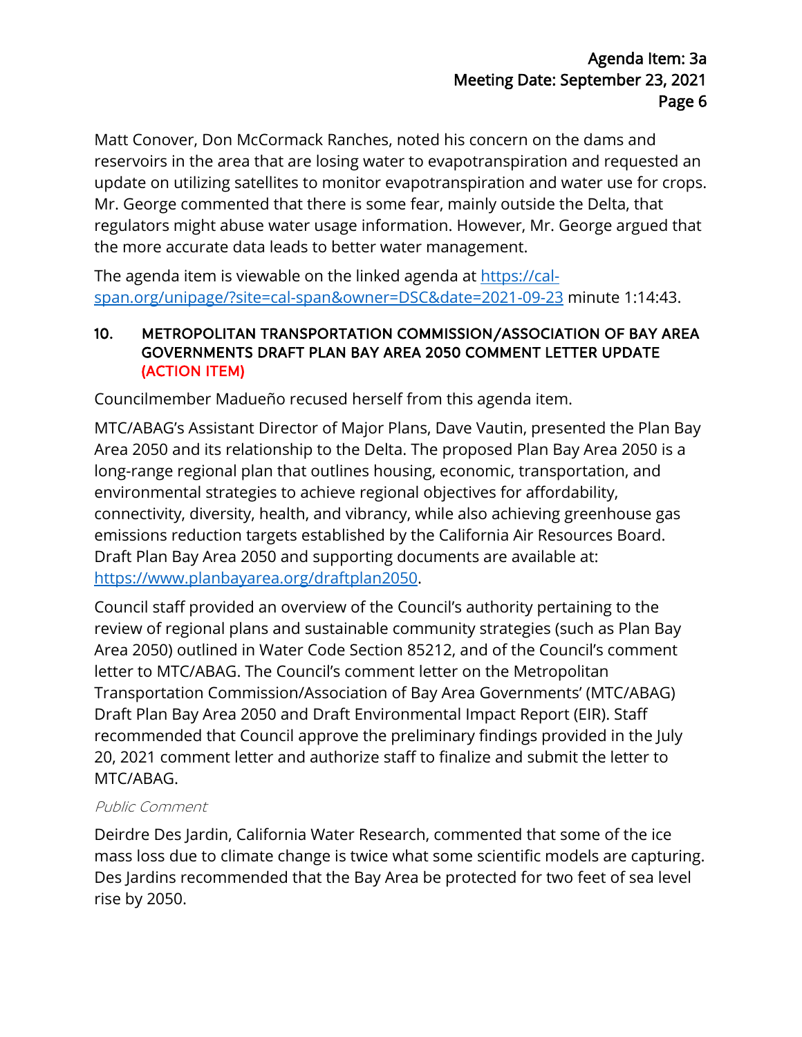Matt Conover, Don McCormack Ranches, noted his concern on the dams and reservoirs in the area that are losing water to evapotranspiration and requested an update on utilizing satellites to monitor evapotranspiration and water use for crops. Mr. George commented that there is some fear, mainly outside the Delta, that regulators might abuse water usage information. However, Mr. George argued that the more accurate data leads to better water management.

The agenda item is viewable on the linked agenda at [https://cal-span.org/unipage/?site=cal-span&owner=DSC&date=2021-09-23](https://cal-span.org/unipage/?site=cal-span&owner=DSC&date=2021-09-23) minute 1:14:43.

### 10. METROPOLITAN TRANSPORTATION COMMISSION/ASSOCIATION OF BAY AREA GOVERNMENTS DRAFT PLAN BAY AREA 2050 COMMENT LETTER UPDATE (ACTION ITEM)

Councilmember Madueño recused herself from this agenda item.

MTC/ABAG's Assistant Director of Major Plans, Dave Vautin, presented the Plan Bay Area 2050 and its relationship to the Delta. The proposed Plan Bay Area 2050 is a long-range regional plan that outlines housing, economic, transportation, and environmental strategies to achieve regional objectives for affordability, connectivity, diversity, health, and vibrancy, while also achieving greenhouse gas emissions reduction targets established by the California Air Resources Board. Draft Plan Bay Area 2050 and supporting documents are available at: [https://www.planbayarea.org/draftplan2050](https://www.planbayarea.org/draftplan2050).

Council staff provided an overview of the Council's authority pertaining to the review of regional plans and sustainable community strategies (such as Plan Bay Area 2050) outlined in Water Code Section 85212, and of the Council's comment letter to MTC/ABAG. The Council's comment letter on the Metropolitan Transportation Commission/Association of Bay Area Governments' (MTC/ABAG) Draft Plan Bay Area 2050 and Draft Environmental Impact Report (EIR). Staff recommended that Council approve the preliminary findings provided in the July 20, 2021 comment letter and authorize staff to finalize and submit the letter to MTC/ABAG.

*Public Comment*

Deirdre Des Jardin, California Water Research, commented that some of the ice mass loss due to climate change is twice what some scientific models are capturing. Des Jardins recommended that the Bay Area be protected for two feet of sea level rise by 2050.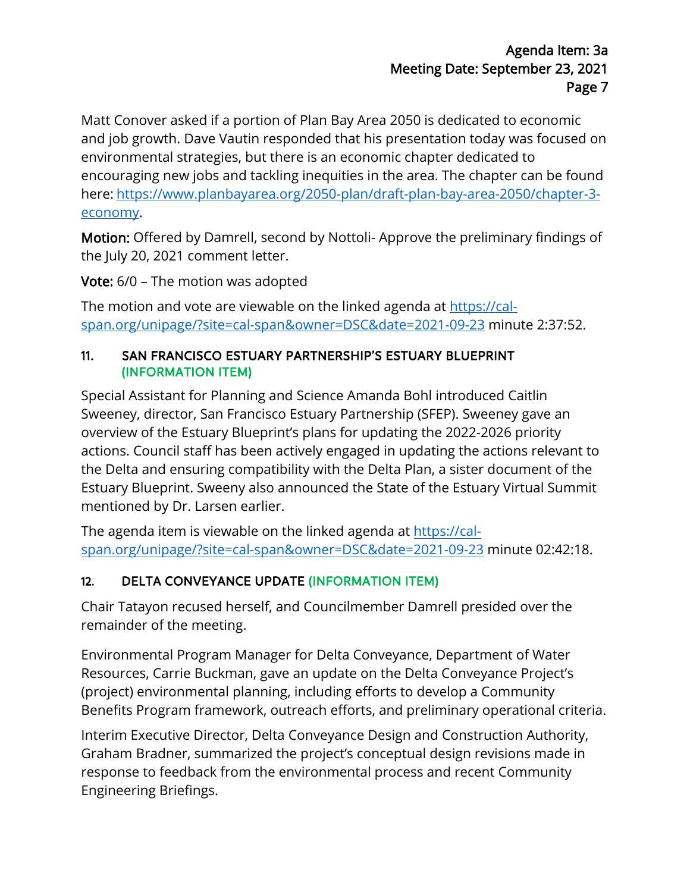Matt Conover asked if a portion of Plan Bay Area 2050 is dedicated to economic and job growth. Dave Vautin responded that his presentation today was focused on environmental strategies, but there is an economic chapter dedicated to encouraging new jobs and tackling inequities in the area. The chapter can be found here: https://www.planbayarea.org/2050-plan/draft-plan-bay-area-2050/chapter-3-economy.

**Motion:** Offered by Damrell, second by Nottoli- Approve the preliminary findings of the July 20, 2021 comment letter.

**Vote:** 6/0 – The motion was adopted

The motion and vote are viewable on the linked agenda at https://cal-span.org/unipage/?site=cal-span&owner=DSC&date=2021-09-23 minute 2:37:52.

### 11. SAN FRANCISCO ESTUARY PARTNERSHIP'S ESTUARY BLUEPRINT (INFORMATION ITEM)

Special Assistant for Planning and Science Amanda Bohl introduced Caitlin Sweeney, director, San Francisco Estuary Partnership (SFEP). Sweeney gave an overview of the Estuary Blueprint's plans for updating the 2022-2026 priority actions. Council staff has been actively engaged in updating the actions relevant to the Delta and ensuring compatibility with the Delta Plan, a sister document of the Estuary Blueprint. Sweeny also announced the State of the Estuary Virtual Summit mentioned by Dr. Larsen earlier.

The agenda item is viewable on the linked agenda at https://cal-span.org/unipage/?site=cal-span&owner=DSC&date=2021-09-23 minute 02:42:18.

### 12. DELTA CONVEYANCE UPDATE (INFORMATION ITEM)

Chair Tatayon recused herself, and Councilmember Damrell presided over the remainder of the meeting.

Environmental Program Manager for Delta Conveyance, Department of Water Resources, Carrie Buckman, gave an update on the Delta Conveyance Project's (project) environmental planning, including efforts to develop a Community Benefits Program framework, outreach efforts, and preliminary operational criteria.

Interim Executive Director, Delta Conveyance Design and Construction Authority, Graham Bradner, summarized the project's conceptual design revisions made in response to feedback from the environmental process and recent Community Engineering Briefings.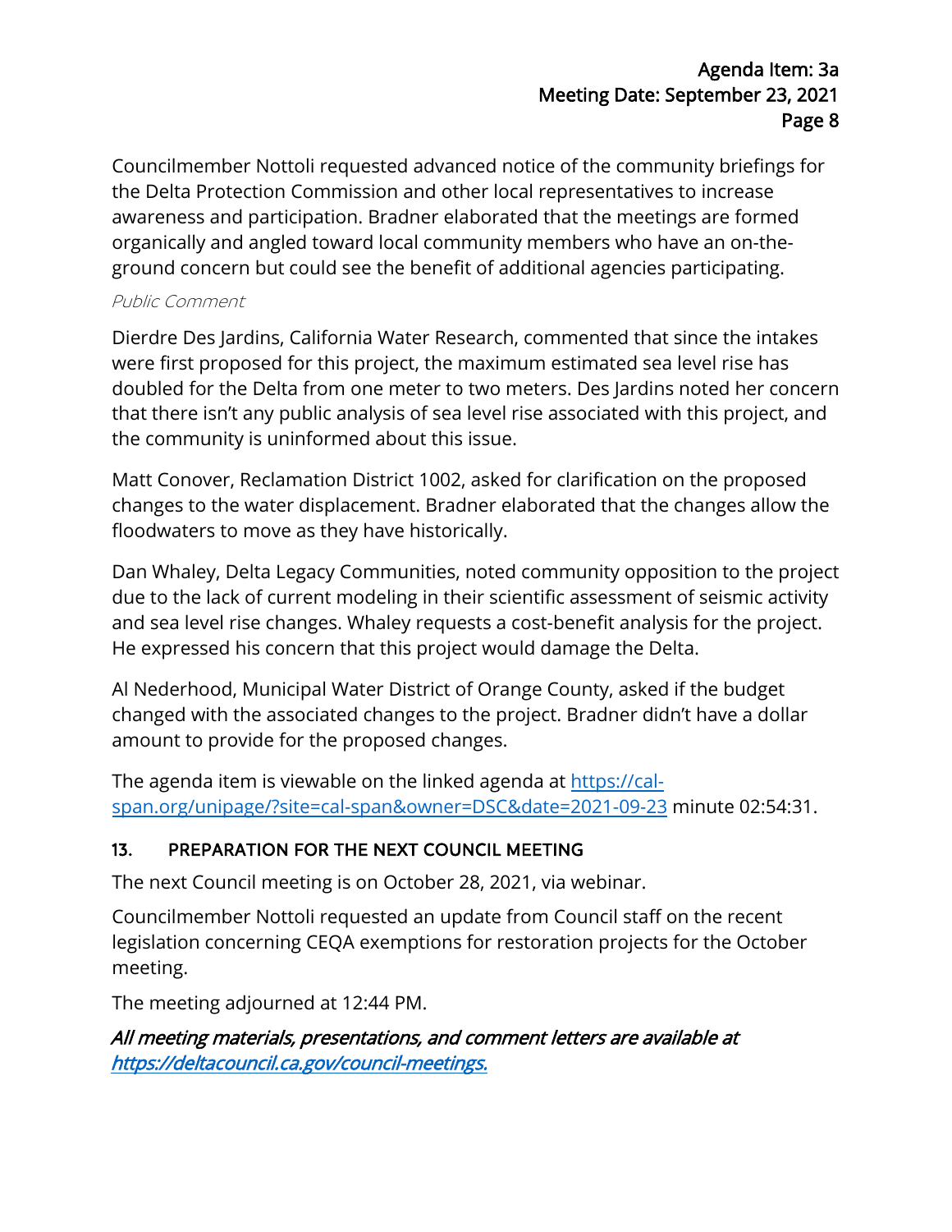Councilmember Nottoli requested advanced notice of the community briefings for the Delta Protection Commission and other local representatives to increase awareness and participation. Bradner elaborated that the meetings are formed organically and angled toward local community members who have an on-the-ground concern but could see the benefit of additional agencies participating.

*Public Comment*

Dierdre Des Jardins, California Water Research, commented that since the intakes were first proposed for this project, the maximum estimated sea level rise has doubled for the Delta from one meter to two meters. Des Jardins noted her concern that there isn't any public analysis of sea level rise associated with this project, and the community is uninformed about this issue.

Matt Conover, Reclamation District 1002, asked for clarification on the proposed changes to the water displacement. Bradner elaborated that the changes allow the floodwaters to move as they have historically.

Dan Whaley, Delta Legacy Communities, noted community opposition to the project due to the lack of current modeling in their scientific assessment of seismic activity and sea level rise changes. Whaley requests a cost-benefit analysis for the project. He expressed his concern that this project would damage the Delta.

Al Nederhood, Municipal Water District of Orange County, asked if the budget changed with the associated changes to the project. Bradner didn't have a dollar amount to provide for the proposed changes.

The agenda item is viewable on the linked agenda at [https://cal-span.org/unipage/?site=cal-span&owner=DSC&date=2021-09-23](https://cal-span.org/unipage/?site=cal-span&owner=DSC&date=2021-09-23) minute 02:54:31.

## 13. PREPARATION FOR THE NEXT COUNCIL MEETING

The next Council meeting is on October 28, 2021, via webinar.

Councilmember Nottoli requested an update from Council staff on the recent legislation concerning CEQA exemptions for restoration projects for the October meeting.

The meeting adjourned at 12:44 PM.

***All meeting materials, presentations, and comment letters are available at [https://deltacouncil.ca.gov/council-meetings.](https://deltacouncil.ca.gov/council-meetings)***